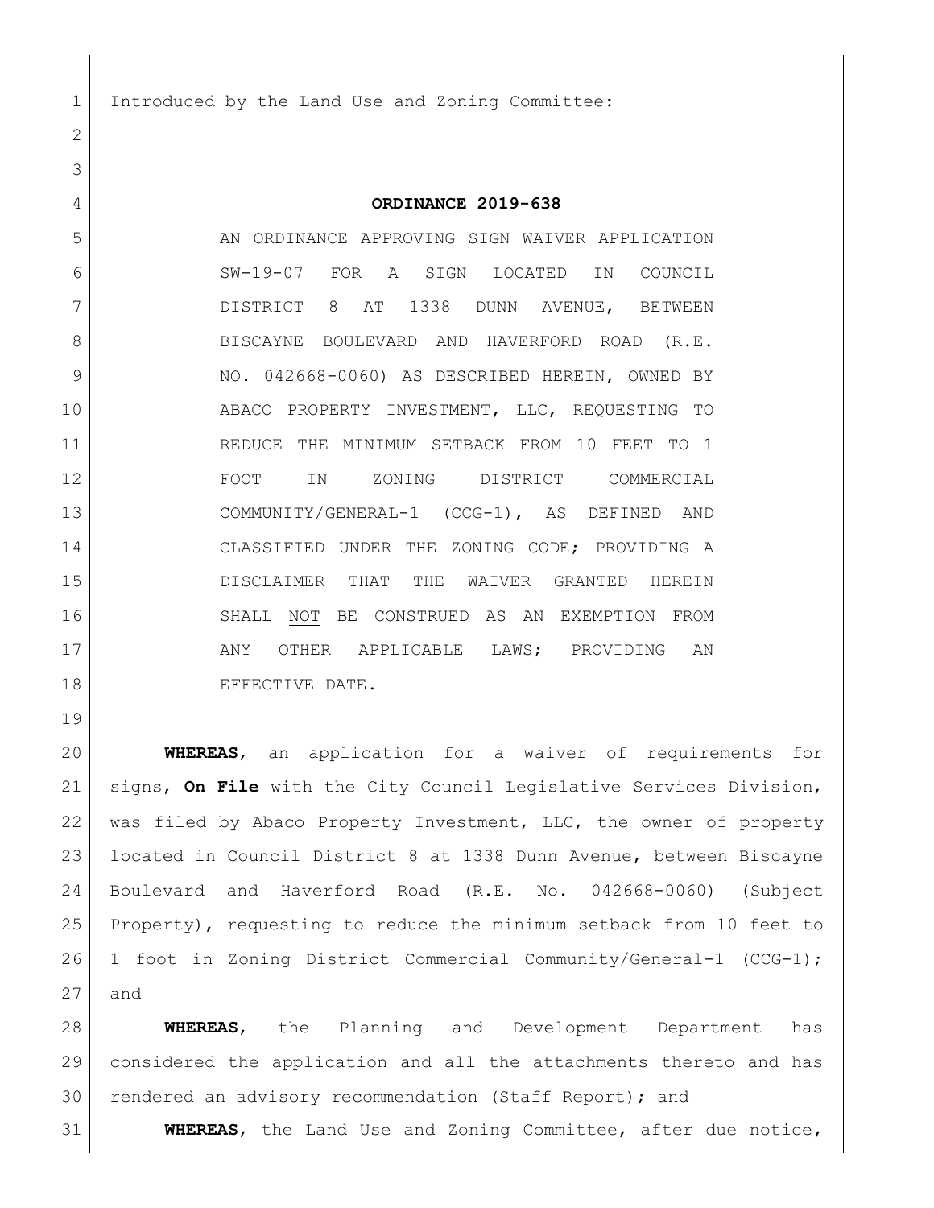Introduced by the Land Use and Zoning Committee:

**ORDINANCE 2019-638**

AN ORDINANCE APPROVING SIGN WAIVER APPLICATION SW-19-07 FOR A SIGN LOCATED IN COUNCIL DISTRICT 8 AT 1338 DUNN AVENUE, BETWEEN BISCAYNE BOULEVARD AND HAVERFORD ROAD (R.E. NO. 042668-0060) AS DESCRIBED HEREIN, OWNED BY ABACO PROPERTY INVESTMENT, LLC, REQUESTING TO REDUCE THE MINIMUM SETBACK FROM 10 FEET TO 1 FOOT IN ZONING DISTRICT COMMERCIAL COMMUNITY/GENERAL-1 (CCG-1), AS DEFINED AND CLASSIFIED UNDER THE ZONING CODE; PROVIDING A DISCLAIMER THAT THE WAIVER GRANTED HEREIN SHALL NOT BE CONSTRUED AS AN EXEMPTION FROM ANY OTHER APPLICABLE LAWS; PROVIDING AN EFFECTIVE DATE.

**WHEREAS**, an application for a waiver of requirements for signs, **On File** with the City Council Legislative Services Division, was filed by Abaco Property Investment, LLC, the owner of property located in Council District 8 at 1338 Dunn Avenue, between Biscayne Boulevard and Haverford Road (R.E. No. 042668-0060) (Subject Property), requesting to reduce the minimum setback from 10 feet to 1 foot in Zoning District Commercial Community/General-1 (CCG-1); and

**WHEREAS**, the Planning and Development Department has considered the application and all the attachments thereto and has rendered an advisory recommendation (Staff Report); and

**WHEREAS**, the Land Use and Zoning Committee, after due notice,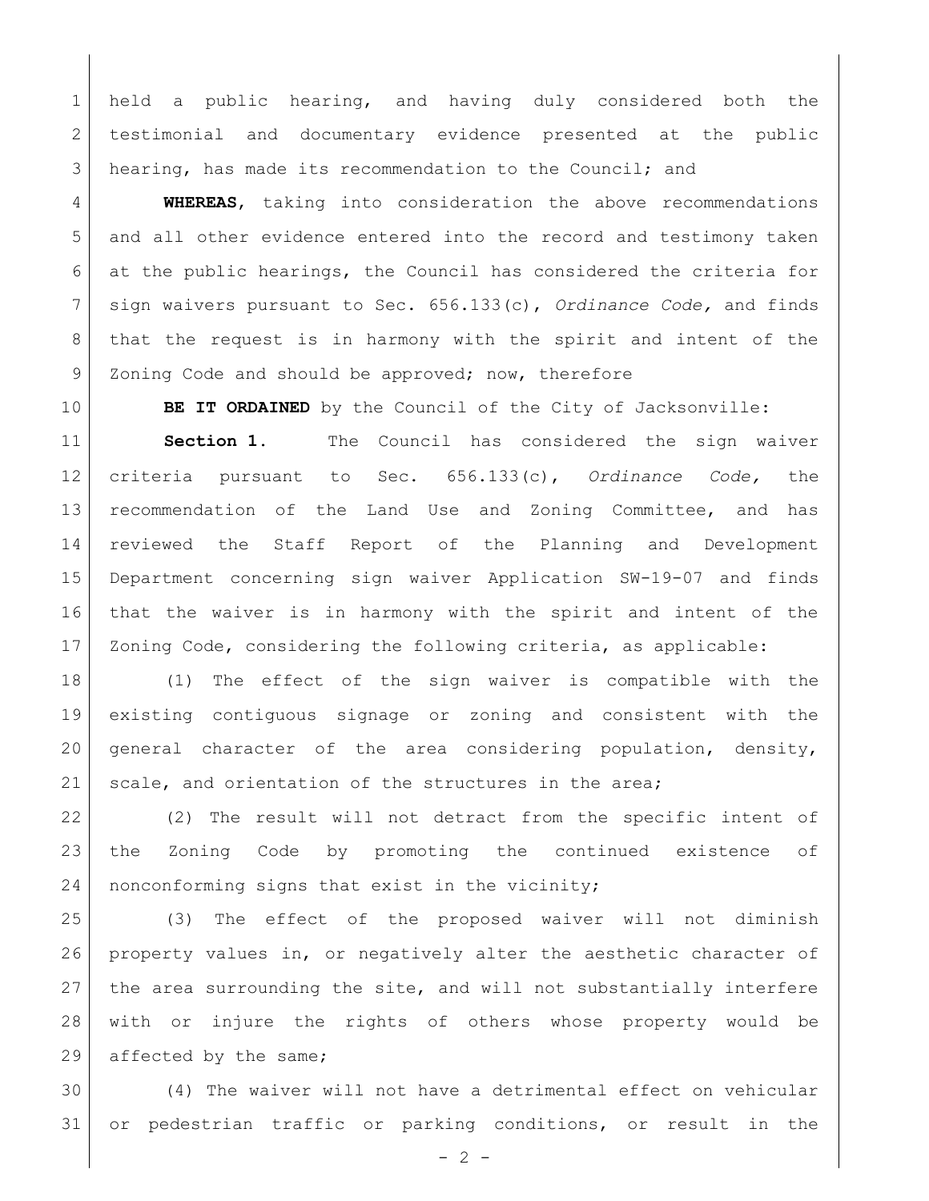held a public hearing, and having duly considered both the testimonial and documentary evidence presented at the public hearing, has made its recommendation to the Council; and

**WHEREAS**, taking into consideration the above recommendations and all other evidence entered into the record and testimony taken at the public hearings, the Council has considered the criteria for sign waivers pursuant to Sec. 656.133(c), *Ordinance Code,* and finds that the request is in harmony with the spirit and intent of the Zoning Code and should be approved; now, therefore

**BE IT ORDAINED** by the Council of the City of Jacksonville:

**Section 1.** The Council has considered the sign waiver criteria pursuant to Sec. 656.133(c), *Ordinance Code,* the recommendation of the Land Use and Zoning Committee, and has reviewed the Staff Report of the Planning and Development Department concerning sign waiver Application SW-19-07 and finds that the waiver is in harmony with the spirit and intent of the Zoning Code, considering the following criteria, as applicable:

(1) The effect of the sign waiver is compatible with the existing contiguous signage or zoning and consistent with the general character of the area considering population, density, scale, and orientation of the structures in the area;

(2) The result will not detract from the specific intent of the Zoning Code by promoting the continued existence of nonconforming signs that exist in the vicinity;

(3) The effect of the proposed waiver will not diminish property values in, or negatively alter the aesthetic character of the area surrounding the site, and will not substantially interfere with or injure the rights of others whose property would be affected by the same;

(4) The waiver will not have a detrimental effect on vehicular or pedestrian traffic or parking conditions, or result in the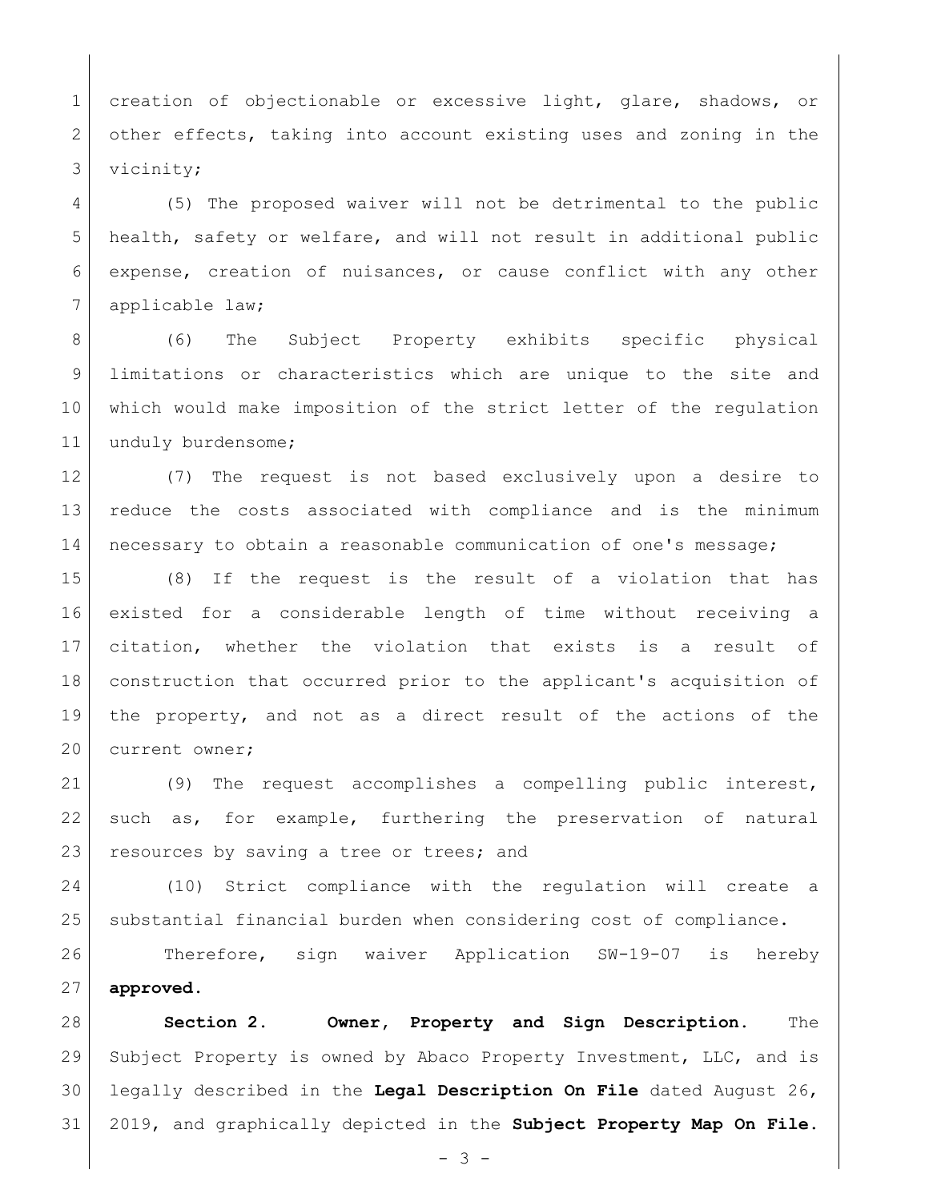creation of objectionable or excessive light, glare, shadows, or other effects, taking into account existing uses and zoning in the vicinity;

(5) The proposed waiver will not be detrimental to the public health, safety or welfare, and will not result in additional public expense, creation of nuisances, or cause conflict with any other applicable law;

(6) The Subject Property exhibits specific physical limitations or characteristics which are unique to the site and which would make imposition of the strict letter of the regulation unduly burdensome;

(7) The request is not based exclusively upon a desire to reduce the costs associated with compliance and is the minimum necessary to obtain a reasonable communication of one's message;

(8) If the request is the result of a violation that has existed for a considerable length of time without receiving a citation, whether the violation that exists is a result of construction that occurred prior to the applicant's acquisition of the property, and not as a direct result of the actions of the current owner;

(9) The request accomplishes a compelling public interest, such as, for example, furthering the preservation of natural resources by saving a tree or trees; and

(10) Strict compliance with the regulation will create a substantial financial burden when considering cost of compliance.

Therefore, sign waiver Application SW-19-07 is hereby **approved.**

**Section 2. Owner, Property and Sign Description.** The Subject Property is owned by Abaco Property Investment, LLC, and is legally described in the **Legal Description On File** dated August 26, 2019, and graphically depicted in the **Subject Property Map On File.**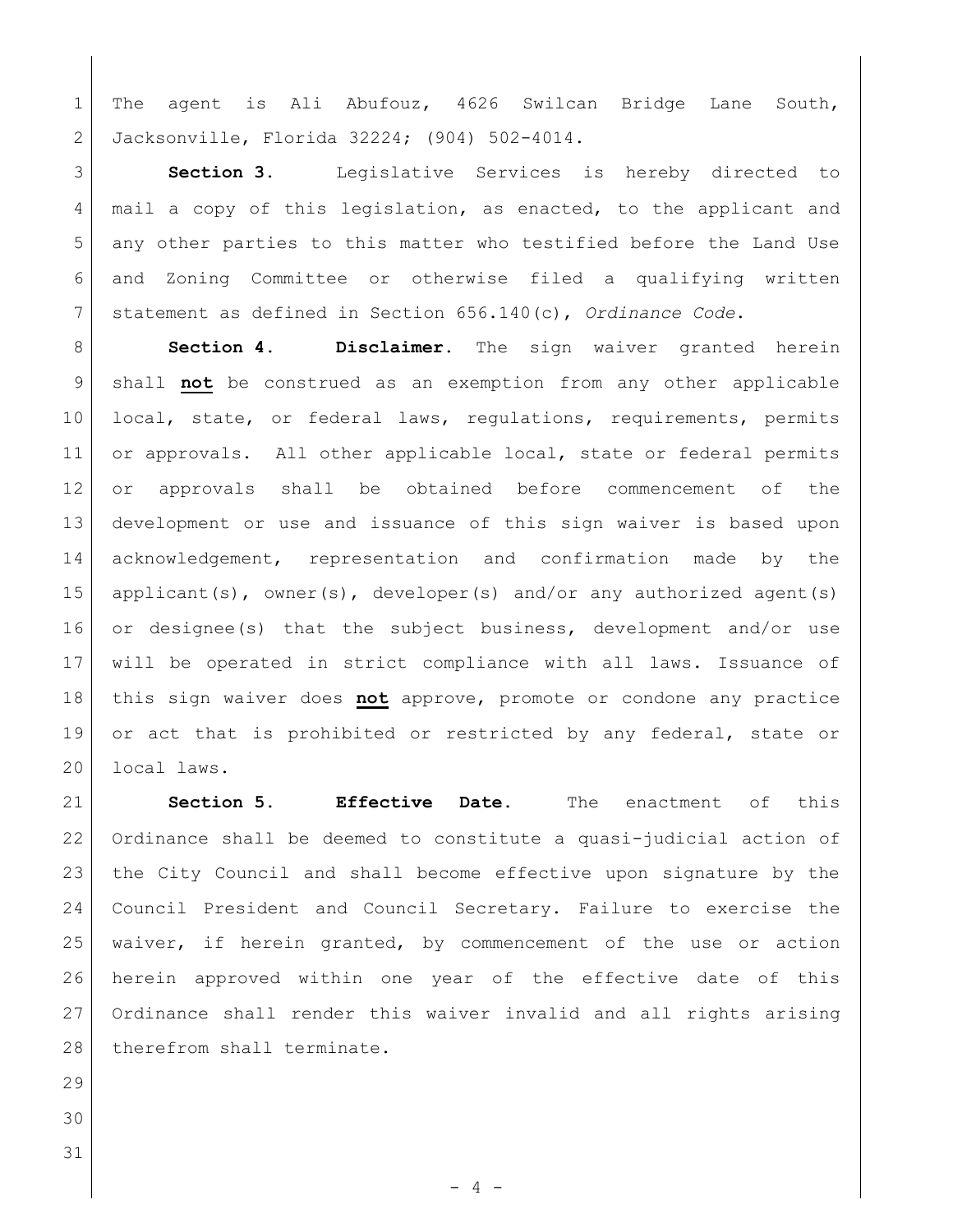The agent is Ali Abufouz, 4626 Swilcan Bridge Lane South, Jacksonville, Florida 32224; (904) 502-4014.

**Section 3.** Legislative Services is hereby directed to mail a copy of this legislation, as enacted, to the applicant and any other parties to this matter who testified before the Land Use and Zoning Committee or otherwise filed a qualifying written statement as defined in Section 656.140(c), *Ordinance Code*.

**Section 4. Disclaimer.** The sign waiver granted herein shall **not** be construed as an exemption from any other applicable local, state, or federal laws, regulations, requirements, permits or approvals. All other applicable local, state or federal permits or approvals shall be obtained before commencement of the development or use and issuance of this sign waiver is based upon acknowledgement, representation and confirmation made by the applicant(s), owner(s), developer(s) and/or any authorized agent(s) or designee(s) that the subject business, development and/or use will be operated in strict compliance with all laws. Issuance of this sign waiver does **not** approve, promote or condone any practice or act that is prohibited or restricted by any federal, state or local laws.

**Section 5. Effective Date.** The enactment of this Ordinance shall be deemed to constitute a quasi-judicial action of the City Council and shall become effective upon signature by the Council President and Council Secretary. Failure to exercise the waiver, if herein granted, by commencement of the use or action herein approved within one year of the effective date of this Ordinance shall render this waiver invalid and all rights arising therefrom shall terminate.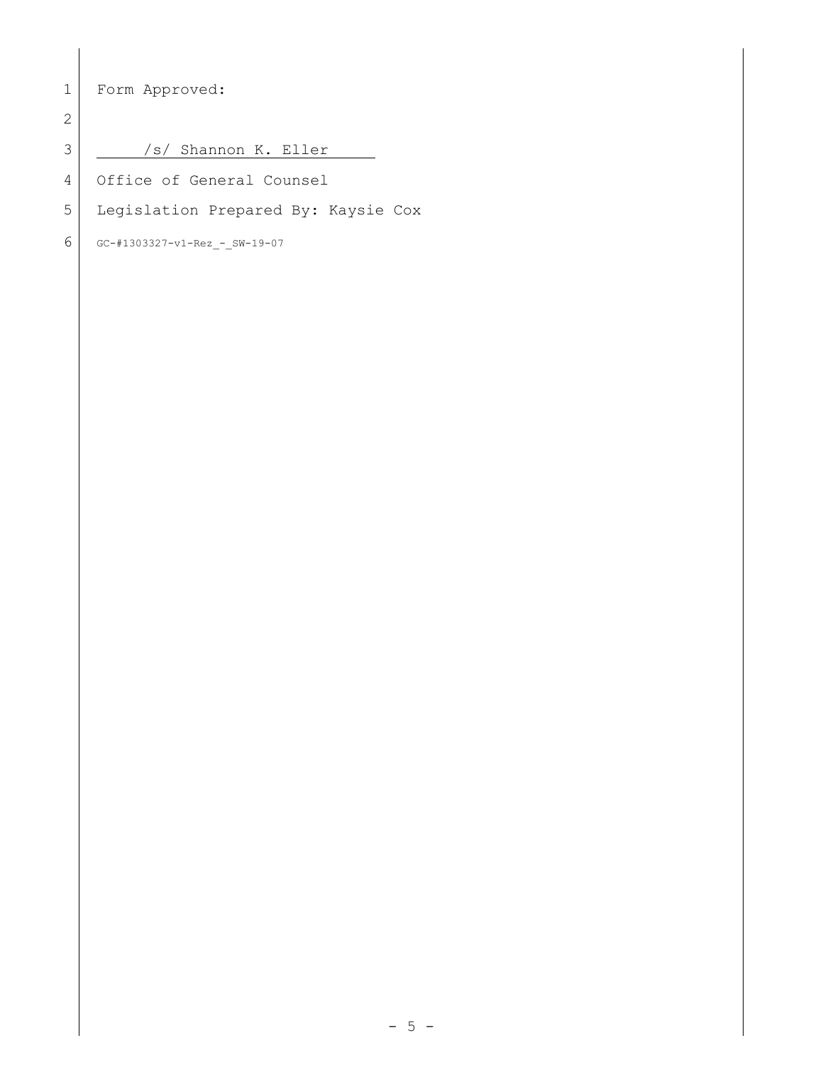Form Approved:

/s/ Shannon K. Eller

Office of General Counsel

Legislation Prepared By: Kaysie Cox

GC-#1303327-v1-Rez_-_SW-19-07